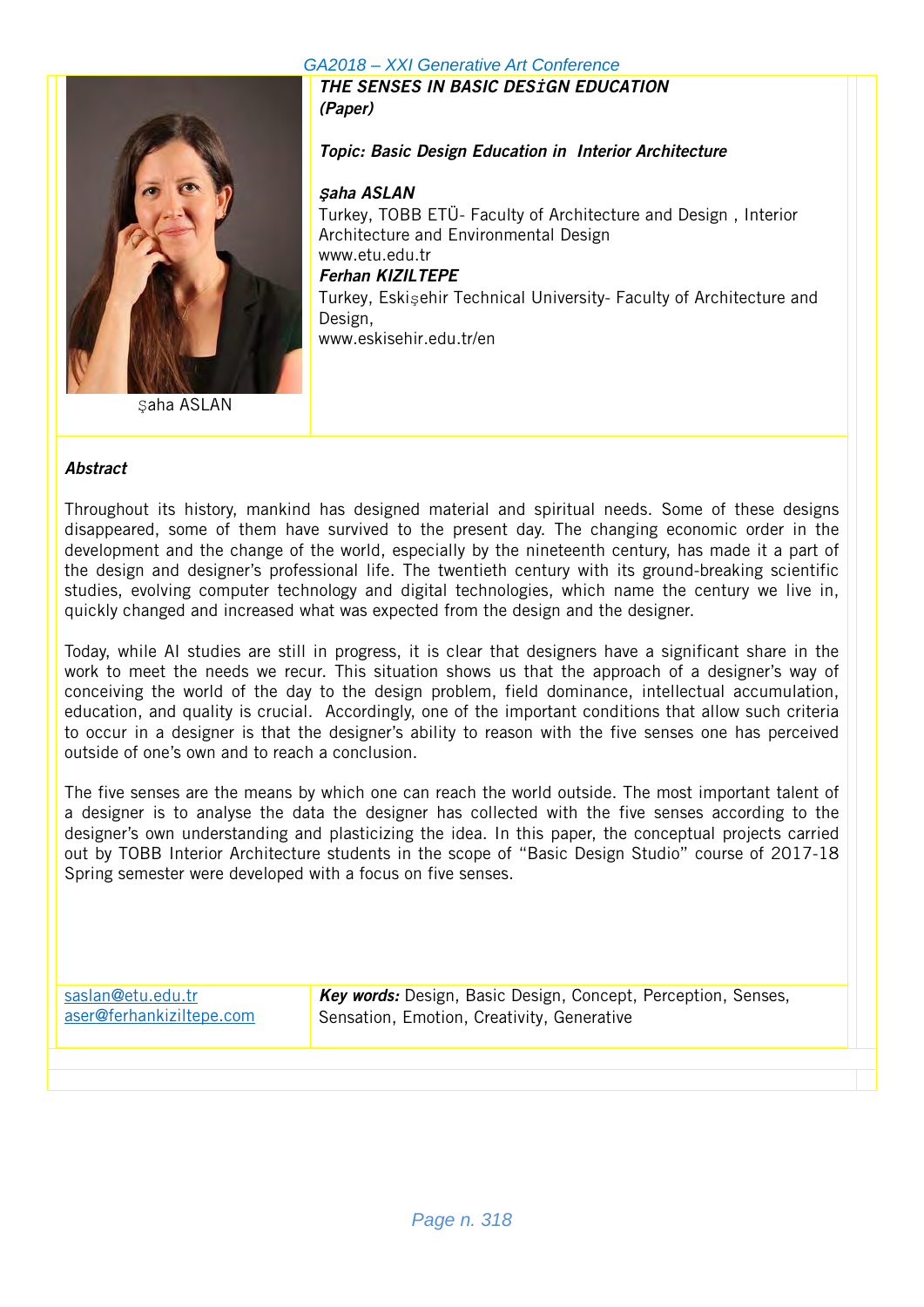# THE SENSES IN BASIC DESİGN EDUCATION

*(Paper)*

***Topic: Basic Design Education in Interior Architecture***

***Şaha ASLAN***
Turkey, TOBB ETÜ- Faculty of Architecture and Design , Interior Architecture and Environmental Design
www.etu.edu.tr

***Ferhan KIZILTEPE***
Turkey, Eskişehir Technical University- Faculty of Architecture and Design,
www.eskisehir.edu.tr/en

Şaha ASLAN

## *Abstract*

Throughout its history, mankind has designed material and spiritual needs. Some of these designs disappeared, some of them have survived to the present day. The changing economic order in the development and the change of the world, especially by the nineteenth century, has made it a part of the design and designer's professional life. The twentieth century with its ground-breaking scientific studies, evolving computer technology and digital technologies, which name the century we live in, quickly changed and increased what was expected from the design and the designer.

Today, while AI studies are still in progress, it is clear that designers have a significant share in the work to meet the needs we recur. This situation shows us that the approach of a designer's way of conceiving the world of the day to the design problem, field dominance, intellectual accumulation, education, and quality is crucial. Accordingly, one of the important conditions that allow such criteria to occur in a designer is that the designer's ability to reason with the five senses one has perceived outside of one's own and to reach a conclusion.

The five senses are the means by which one can reach the world outside. The most important talent of a designer is to analyse the data the designer has collected with the five senses according to the designer's own understanding and plasticizing the idea. In this paper, the conceptual projects carried out by TOBB Interior Architecture students in the scope of "Basic Design Studio" course of 2017-18 Spring semester were developed with a focus on five senses.

saslan@etu.edu.tr
aser@ferhankiziltepe.com

***Key words:*** Design, Basic Design, Concept, Perception, Senses, Sensation, Emotion, Creativity, Generative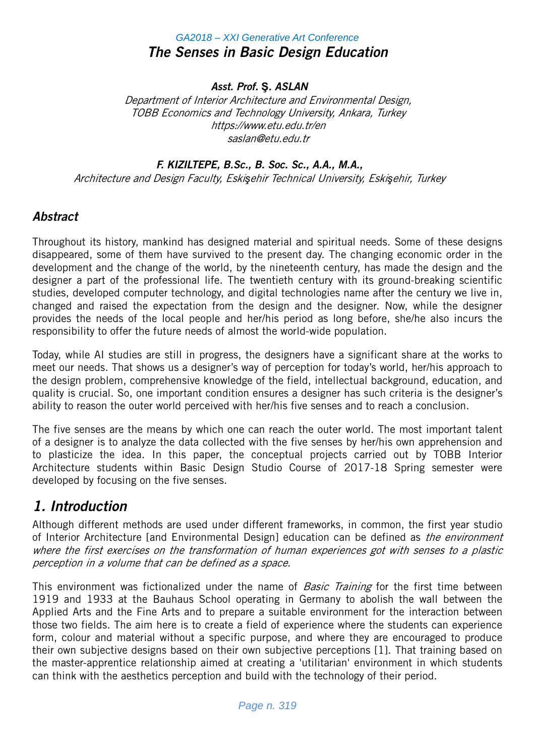# The Senses in Basic Design Education

***Asst. Prof. Ş. ASLAN***

*Department of Interior Architecture and Environmental Design,*
*TOBB Economics and Technology University, Ankara, Turkey*
*https://www.etu.edu.tr/en*
*saslan@etu.edu.tr*

***F. KIZILTEPE, B.Sc., B. Soc. Sc., A.A., M.A.,***

*Architecture and Design Faculty, Eskişehir Technical University, Eskişehir, Turkey*

## *Abstract*

Throughout its history, mankind has designed material and spiritual needs. Some of these designs disappeared, some of them have survived to the present day. The changing economic order in the development and the change of the world, by the nineteenth century, has made the design and the designer a part of the professional life. The twentieth century with its ground-breaking scientific studies, developed computer technology, and digital technologies name after the century we live in, changed and raised the expectation from the design and the designer. Now, while the designer provides the needs of the local people and her/his period as long before, she/he also incurs the responsibility to offer the future needs of almost the world-wide population.

Today, while AI studies are still in progress, the designers have a significant share at the works to meet our needs. That shows us a designer's way of perception for today's world, her/his approach to the design problem, comprehensive knowledge of the field, intellectual background, education, and quality is crucial. So, one important condition ensures a designer has such criteria is the designer's ability to reason the outer world perceived with her/his five senses and to reach a conclusion.

The five senses are the means by which one can reach the outer world. The most important talent of a designer is to analyze the data collected with the five senses by her/his own apprehension and to plasticize the idea. In this paper, the conceptual projects carried out by TOBB Interior Architecture students within Basic Design Studio Course of 2017-18 Spring semester were developed by focusing on the five senses.

## *1. Introduction*

Although different methods are used under different frameworks, in common, the first year studio of Interior Architecture [and Environmental Design] education can be defined as *the environment where the first exercises on the transformation of human experiences got with senses to a plastic perception in a volume that can be defined as a space*.

This environment was fictionalized under the name of *Basic Training* for the first time between 1919 and 1933 at the Bauhaus School operating in Germany to abolish the wall between the Applied Arts and the Fine Arts and to prepare a suitable environment for the interaction between those two fields. The aim here is to create a field of experience where the students can experience form, colour and material without a specific purpose, and where they are encouraged to produce their own subjective designs based on their own subjective perceptions [1]. That training based on the master-apprentice relationship aimed at creating a 'utilitarian' environment in which students can think with the aesthetics perception and build with the technology of their period.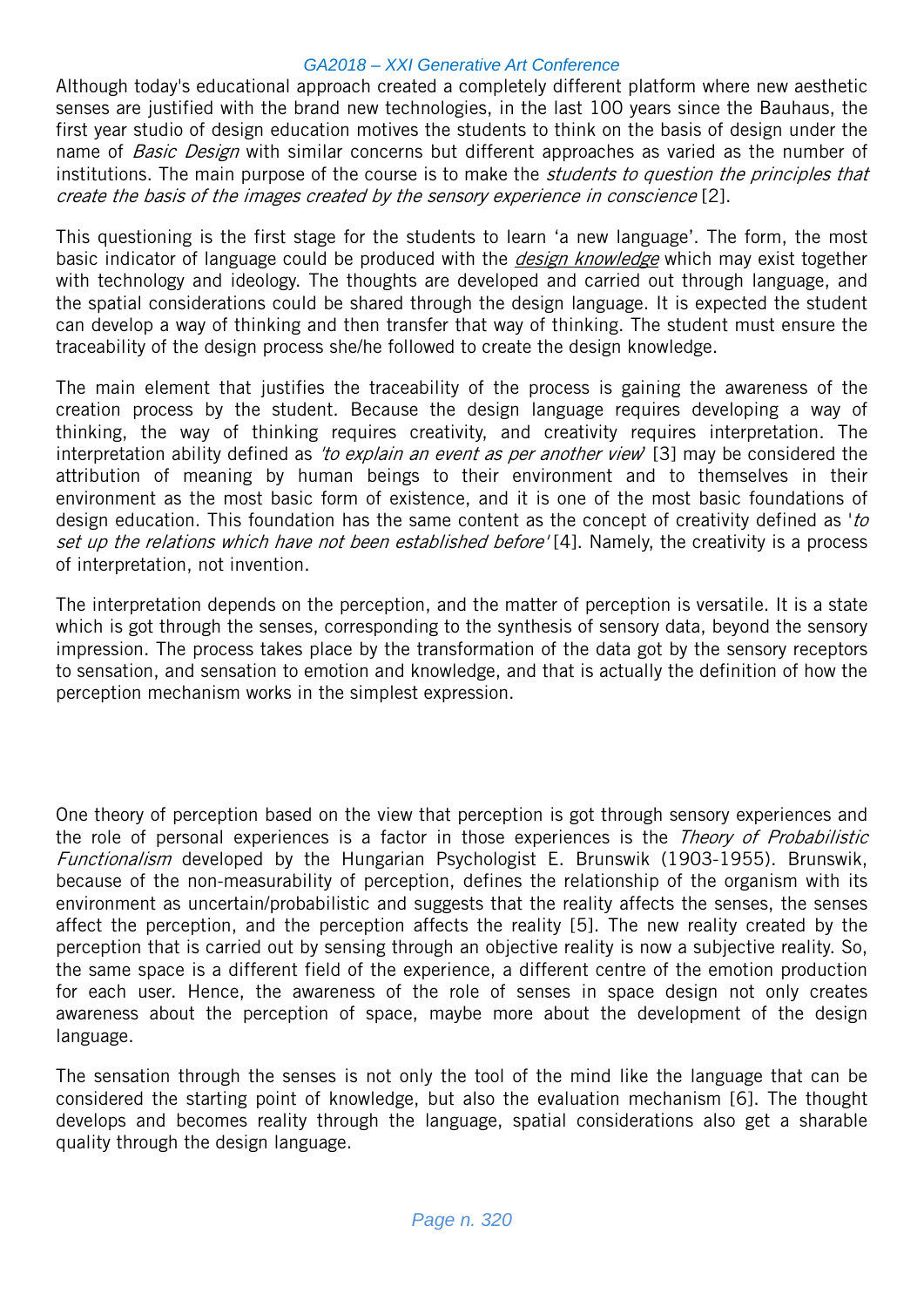Although today's educational approach created a completely different platform where new aesthetic senses are justified with the brand new technologies, in the last 100 years since the Bauhaus, the first year studio of design education motives the students to think on the basis of design under the name of *Basic Design* with similar concerns but different approaches as varied as the number of institutions. The main purpose of the course is to make the *students to question the principles that create the basis of the images created by the sensory experience in conscience* [2].

This questioning is the first stage for the students to learn 'a new language'. The form, the most basic indicator of language could be produced with the *design knowledge* which may exist together with technology and ideology. The thoughts are developed and carried out through language, and the spatial considerations could be shared through the design language. It is expected the student can develop a way of thinking and then transfer that way of thinking. The student must ensure the traceability of the design process she/he followed to create the design knowledge.

The main element that justifies the traceability of the process is gaining the awareness of the creation process by the student. Because the design language requires developing a way of thinking, the way of thinking requires creativity, and creativity requires interpretation. The interpretation ability defined as *'to explain an event as per another view'* [3] may be considered the attribution of meaning by human beings to their environment and to themselves in their environment as the most basic form of existence, and it is one of the most basic foundations of design education. This foundation has the same content as the concept of creativity defined as '*to set up the relations which have not been established before'* [4]. Namely, the creativity is a process of interpretation, not invention.

The interpretation depends on the perception, and the matter of perception is versatile. It is a state which is got through the senses, corresponding to the synthesis of sensory data, beyond the sensory impression. The process takes place by the transformation of the data got by the sensory receptors to sensation, and sensation to emotion and knowledge, and that is actually the definition of how the perception mechanism works in the simplest expression.

One theory of perception based on the view that perception is got through sensory experiences and the role of personal experiences is a factor in those experiences is the *Theory of Probabilistic Functionalism* developed by the Hungarian Psychologist E. Brunswik (1903-1955). Brunswik, because of the non-measurability of perception, defines the relationship of the organism with its environment as uncertain/probabilistic and suggests that the reality affects the senses, the senses affect the perception, and the perception affects the reality [5]. The new reality created by the perception that is carried out by sensing through an objective reality is now a subjective reality. So, the same space is a different field of the experience, a different centre of the emotion production for each user. Hence, the awareness of the role of senses in space design not only creates awareness about the perception of space, maybe more about the development of the design language.

The sensation through the senses is not only the tool of the mind like the language that can be considered the starting point of knowledge, but also the evaluation mechanism [6]. The thought develops and becomes reality through the language, spatial considerations also get a sharable quality through the design language.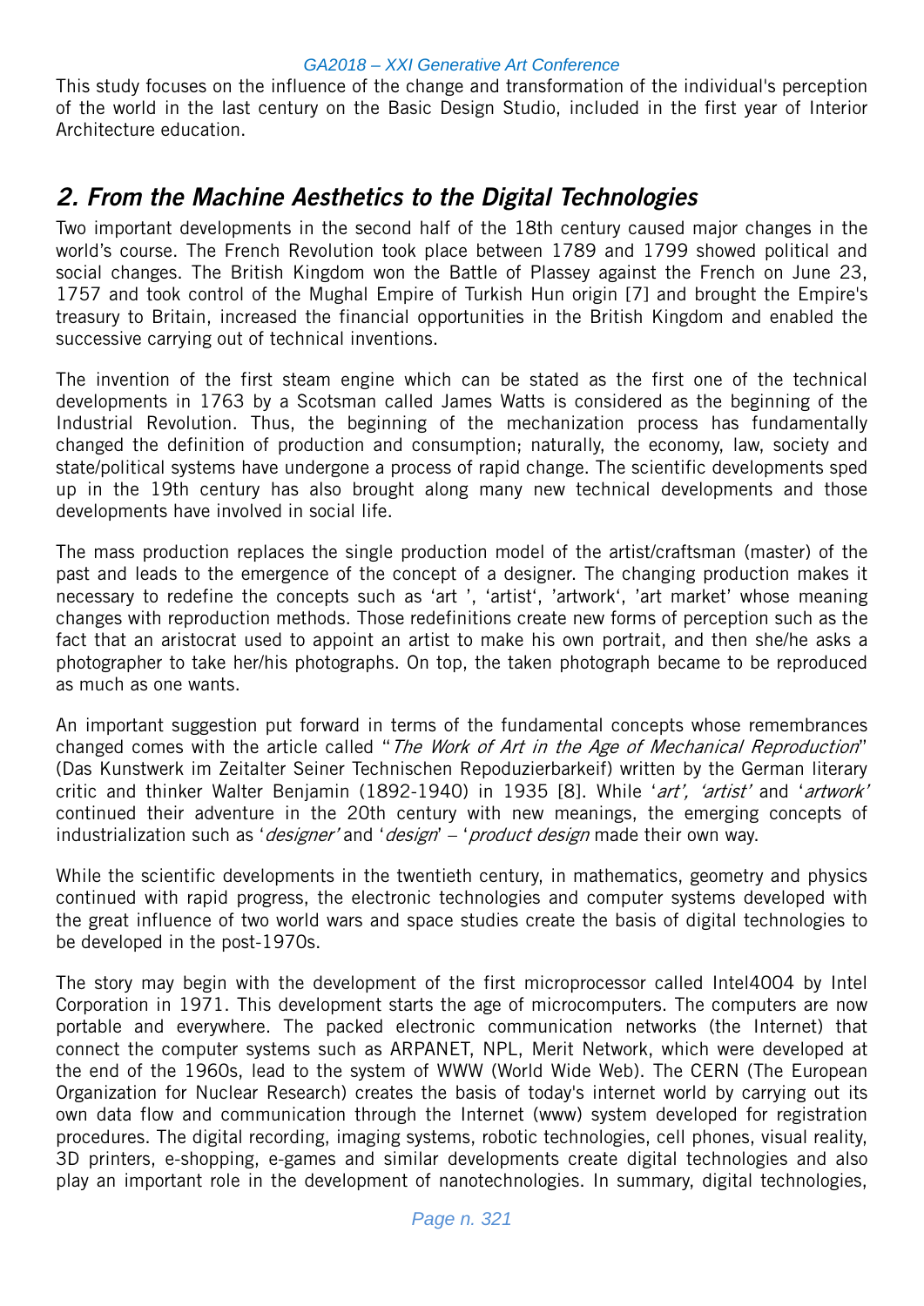This study focuses on the influence of the change and transformation of the individual's perception of the world in the last century on the Basic Design Studio, included in the first year of Interior Architecture education.

## *2. From the Machine Aesthetics to the Digital Technologies*

Two important developments in the second half of the 18th century caused major changes in the world's course. The French Revolution took place between 1789 and 1799 showed political and social changes. The British Kingdom won the Battle of Plassey against the French on June 23, 1757 and took control of the Mughal Empire of Turkish Hun origin [7] and brought the Empire's treasury to Britain, increased the financial opportunities in the British Kingdom and enabled the successive carrying out of technical inventions.

The invention of the first steam engine which can be stated as the first one of the technical developments in 1763 by a Scotsman called James Watts is considered as the beginning of the Industrial Revolution. Thus, the beginning of the mechanization process has fundamentally changed the definition of production and consumption; naturally, the economy, law, society and state/political systems have undergone a process of rapid change. The scientific developments sped up in the 19th century has also brought along many new technical developments and those developments have involved in social life.

The mass production replaces the single production model of the artist/craftsman (master) of the past and leads to the emergence of the concept of a designer. The changing production makes it necessary to redefine the concepts such as 'art ', 'artist', 'artwork', 'art market' whose meaning changes with reproduction methods. Those redefinitions create new forms of perception such as the fact that an aristocrat used to appoint an artist to make his own portrait, and then she/he asks a photographer to take her/his photographs. On top, the taken photograph became to be reproduced as much as one wants.

An important suggestion put forward in terms of the fundamental concepts whose remembrances changed comes with the article called "*The Work of Art in the Age of Mechanical Reproduction*" (Das Kunstwerk im Zeitalter Seiner Technischen Repoduzierbarkeif) written by the German literary critic and thinker Walter Benjamin (1892-1940) in 1935 [8]. While '*art', 'artist'* and '*artwork'* continued their adventure in the 20th century with new meanings, the emerging concepts of industrialization such as '*designer'* and '*design*' – '*product design* made their own way.

While the scientific developments in the twentieth century, in mathematics, geometry and physics continued with rapid progress, the electronic technologies and computer systems developed with the great influence of two world wars and space studies create the basis of digital technologies to be developed in the post-1970s.

The story may begin with the development of the first microprocessor called Intel4004 by Intel Corporation in 1971. This development starts the age of microcomputers. The computers are now portable and everywhere. The packed electronic communication networks (the Internet) that connect the computer systems such as ARPANET, NPL, Merit Network, which were developed at the end of the 1960s, lead to the system of WWW (World Wide Web). The CERN (The European Organization for Nuclear Research) creates the basis of today's internet world by carrying out its own data flow and communication through the Internet (www) system developed for registration procedures. The digital recording, imaging systems, robotic technologies, cell phones, visual reality, 3D printers, e-shopping, e-games and similar developments create digital technologies and also play an important role in the development of nanotechnologies. In summary, digital technologies,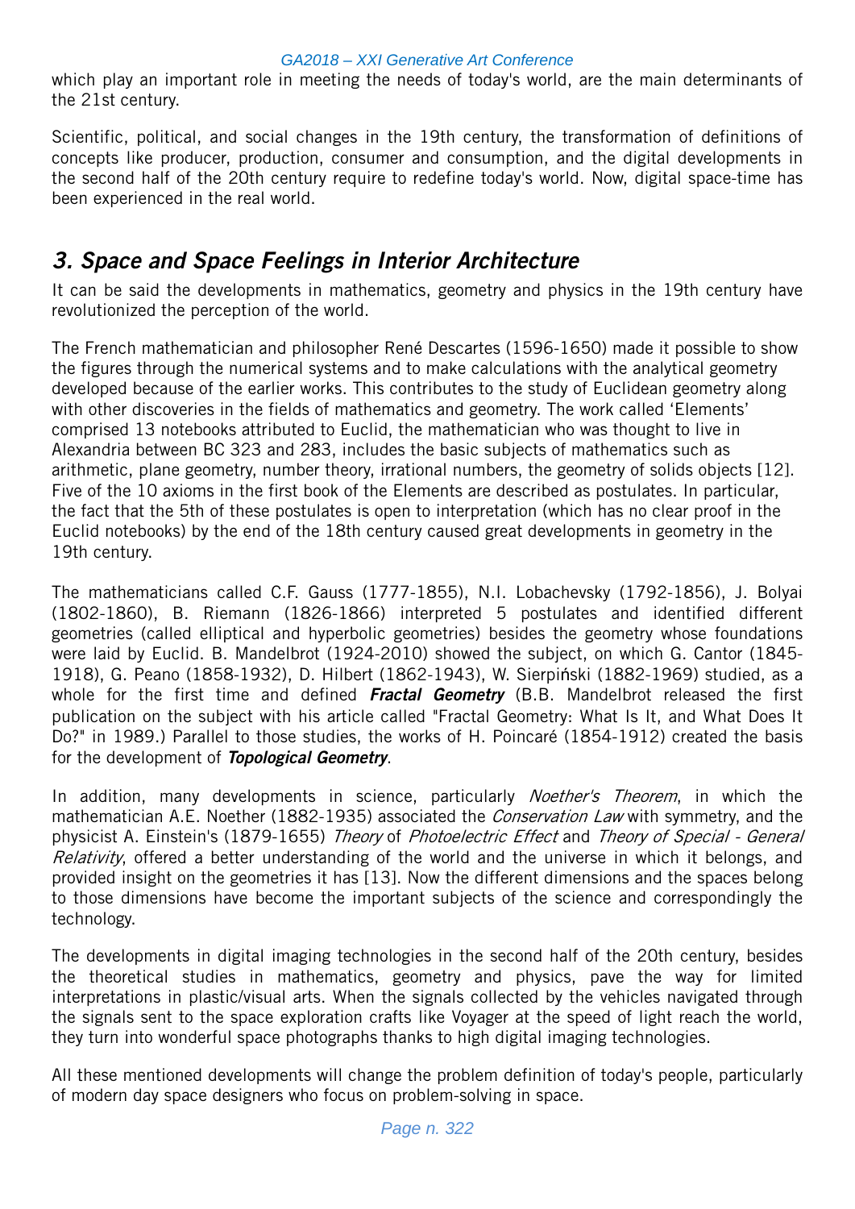which play an important role in meeting the needs of today's world, are the main determinants of the 21st century.

Scientific, political, and social changes in the 19th century, the transformation of definitions of concepts like producer, production, consumer and consumption, and the digital developments in the second half of the 20th century require to redefine today's world. Now, digital space-time has been experienced in the real world.

## *3. Space and Space Feelings in Interior Architecture*

It can be said the developments in mathematics, geometry and physics in the 19th century have revolutionized the perception of the world.

The French mathematician and philosopher René Descartes (1596-1650) made it possible to show the figures through the numerical systems and to make calculations with the analytical geometry developed because of the earlier works. This contributes to the study of Euclidean geometry along with other discoveries in the fields of mathematics and geometry. The work called 'Elements' comprised 13 notebooks attributed to Euclid, the mathematician who was thought to live in Alexandria between BC 323 and 283, includes the basic subjects of mathematics such as arithmetic, plane geometry, number theory, irrational numbers, the geometry of solids objects [12]. Five of the 10 axioms in the first book of the Elements are described as postulates. In particular, the fact that the 5th of these postulates is open to interpretation (which has no clear proof in the Euclid notebooks) by the end of the 18th century caused great developments in geometry in the 19th century.

The mathematicians called C.F. Gauss (1777-1855), N.I. Lobachevsky (1792-1856), J. Bolyai (1802-1860), B. Riemann (1826-1866) interpreted 5 postulates and identified different geometries (called elliptical and hyperbolic geometries) besides the geometry whose foundations were laid by Euclid. B. Mandelbrot (1924-2010) showed the subject, on which G. Cantor (1845-1918), G. Peano (1858-1932), D. Hilbert (1862-1943), W. Sierpiński (1882-1969) studied, as a whole for the first time and defined ***Fractal Geometry*** (B.B. Mandelbrot released the first publication on the subject with his article called "Fractal Geometry: What Is It, and What Does It Do?" in 1989.) Parallel to those studies, the works of H. Poincaré (1854-1912) created the basis for the development of ***Topological Geometry***.

In addition, many developments in science, particularly *Noether's Theorem*, in which the mathematician A.E. Noether (1882-1935) associated the *Conservation Law* with symmetry, and the physicist A. Einstein's (1879-1655) *Theory* of *Photoelectric Effect* and *Theory of Special - General Relativity*, offered a better understanding of the world and the universe in which it belongs, and provided insight on the geometries it has [13]. Now the different dimensions and the spaces belong to those dimensions have become the important subjects of the science and correspondingly the technology.

The developments in digital imaging technologies in the second half of the 20th century, besides the theoretical studies in mathematics, geometry and physics, pave the way for limited interpretations in plastic/visual arts. When the signals collected by the vehicles navigated through the signals sent to the space exploration crafts like Voyager at the speed of light reach the world, they turn into wonderful space photographs thanks to high digital imaging technologies.

All these mentioned developments will change the problem definition of today's people, particularly of modern day space designers who focus on problem-solving in space.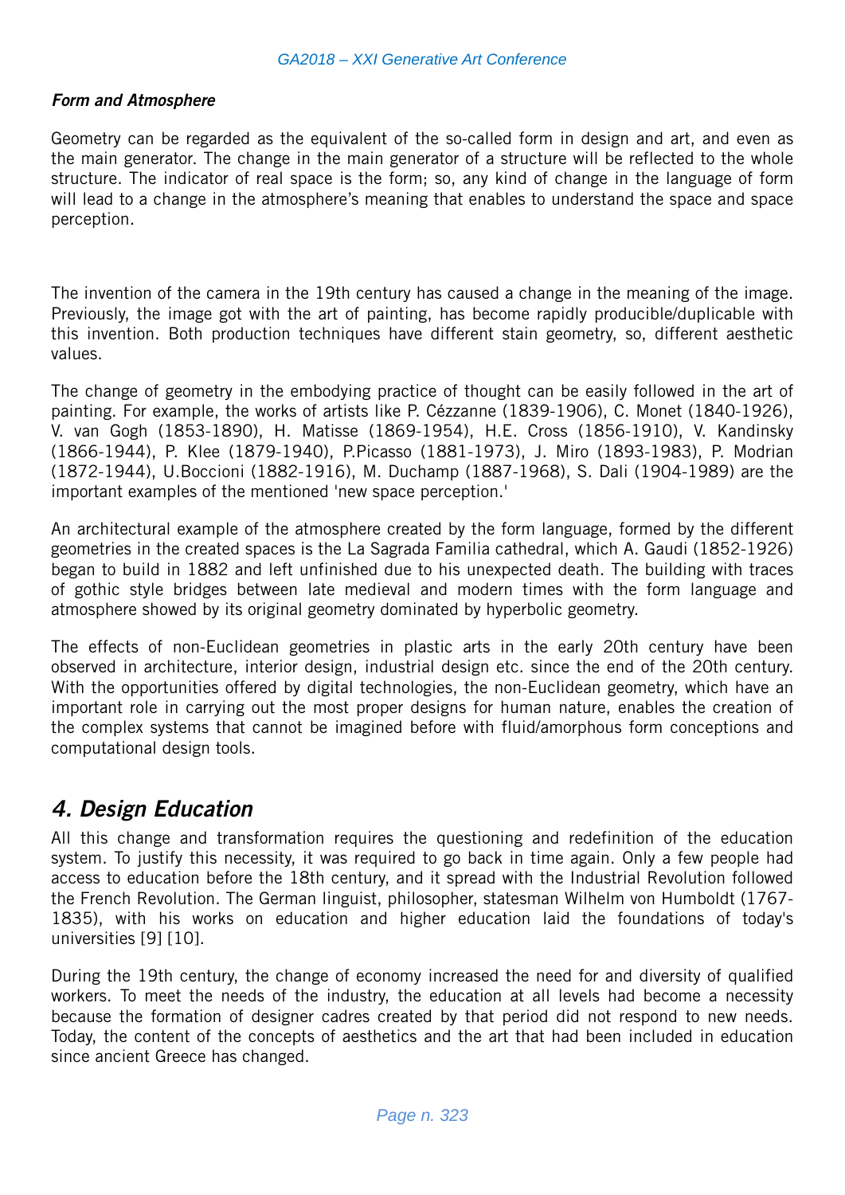### *Form and Atmosphere*

Geometry can be regarded as the equivalent of the so-called form in design and art, and even as the main generator. The change in the main generator of a structure will be reflected to the whole structure. The indicator of real space is the form; so, any kind of change in the language of form will lead to a change in the atmosphere's meaning that enables to understand the space and space perception.

The invention of the camera in the 19th century has caused a change in the meaning of the image. Previously, the image got with the art of painting, has become rapidly producible/duplicable with this invention. Both production techniques have different stain geometry, so, different aesthetic values.

The change of geometry in the embodying practice of thought can be easily followed in the art of painting. For example, the works of artists like P. Cézzanne (1839-1906), C. Monet (1840-1926), V. van Gogh (1853-1890), H. Matisse (1869-1954), H.E. Cross (1856-1910), V. Kandinsky (1866-1944), P. Klee (1879-1940), P.Picasso (1881-1973), J. Miro (1893-1983), P. Modrian (1872-1944), U.Boccioni (1882-1916), M. Duchamp (1887-1968), S. Dali (1904-1989) are the important examples of the mentioned 'new space perception.'

An architectural example of the atmosphere created by the form language, formed by the different geometries in the created spaces is the La Sagrada Familia cathedral, which A. Gaudi (1852-1926) began to build in 1882 and left unfinished due to his unexpected death. The building with traces of gothic style bridges between late medieval and modern times with the form language and atmosphere showed by its original geometry dominated by hyperbolic geometry.

The effects of non-Euclidean geometries in plastic arts in the early 20th century have been observed in architecture, interior design, industrial design etc. since the end of the 20th century. With the opportunities offered by digital technologies, the non-Euclidean geometry, which have an important role in carrying out the most proper designs for human nature, enables the creation of the complex systems that cannot be imagined before with fluid/amorphous form conceptions and computational design tools.

## *4. Design Education*

All this change and transformation requires the questioning and redefinition of the education system. To justify this necessity, it was required to go back in time again. Only a few people had access to education before the 18th century, and it spread with the Industrial Revolution followed the French Revolution. The German linguist, philosopher, statesman Wilhelm von Humboldt (1767-1835), with his works on education and higher education laid the foundations of today's universities [9] [10].

During the 19th century, the change of economy increased the need for and diversity of qualified workers. To meet the needs of the industry, the education at all levels had become a necessity because the formation of designer cadres created by that period did not respond to new needs. Today, the content of the concepts of aesthetics and the art that had been included in education since ancient Greece has changed.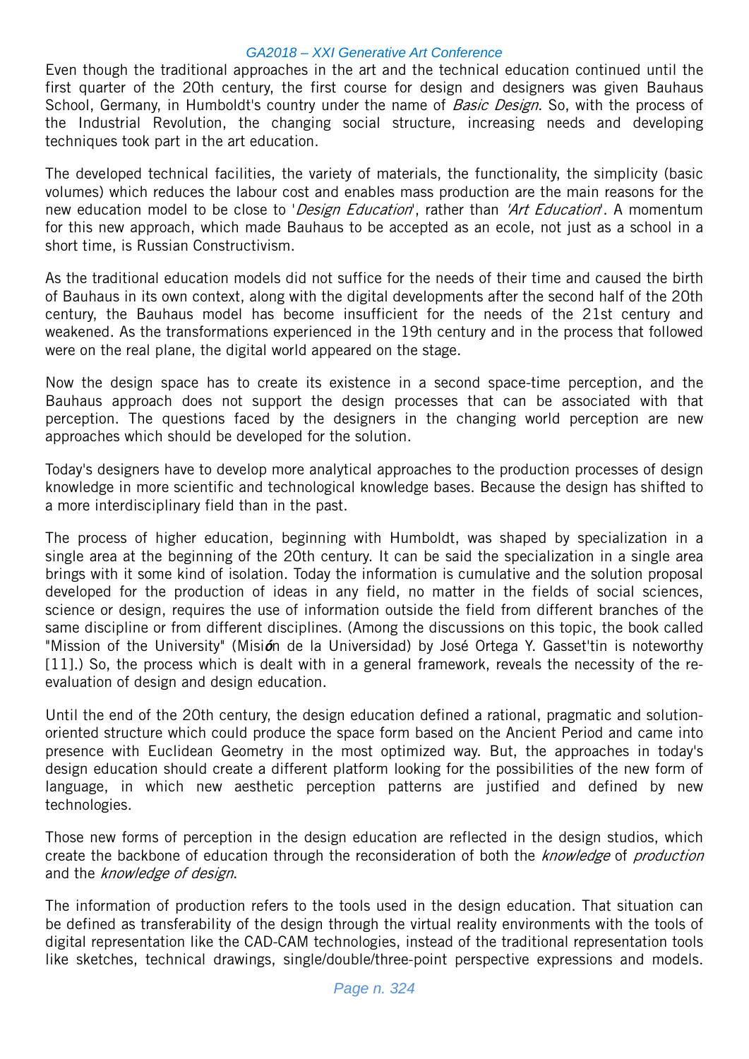Even though the traditional approaches in the art and the technical education continued until the first quarter of the 20th century, the first course for design and designers was given Bauhaus School, Germany, in Humboldt's country under the name of *Basic Design*. So, with the process of the Industrial Revolution, the changing social structure, increasing needs and developing techniques took part in the art education.

The developed technical facilities, the variety of materials, the functionality, the simplicity (basic volumes) which reduces the labour cost and enables mass production are the main reasons for the new education model to be close to '*Design Education*', rather than '*Art Education*'. A momentum for this new approach, which made Bauhaus to be accepted as an ecole, not just as a school in a short time, is Russian Constructivism.

As the traditional education models did not suffice for the needs of their time and caused the birth of Bauhaus in its own context, along with the digital developments after the second half of the 20th century, the Bauhaus model has become insufficient for the needs of the 21st century and weakened. As the transformations experienced in the 19th century and in the process that followed were on the real plane, the digital world appeared on the stage.

Now the design space has to create its existence in a second space-time perception, and the Bauhaus approach does not support the design processes that can be associated with that perception. The questions faced by the designers in the changing world perception are new approaches which should be developed for the solution.

Today's designers have to develop more analytical approaches to the production processes of design knowledge in more scientific and technological knowledge bases. Because the design has shifted to a more interdisciplinary field than in the past.

The process of higher education, beginning with Humboldt, was shaped by specialization in a single area at the beginning of the 20th century. It can be said the specialization in a single area brings with it some kind of isolation. Today the information is cumulative and the solution proposal developed for the production of ideas in any field, no matter in the fields of social sciences, science or design, requires the use of information outside the field from different branches of the same discipline or from different disciplines. (Among the discussions on this topic, the book called "Mission of the University" (Misión de la Universidad) by José Ortega Y. Gasset'tin is noteworthy [11].) So, the process which is dealt with in a general framework, reveals the necessity of the re-evaluation of design and design education.

Until the end of the 20th century, the design education defined a rational, pragmatic and solution-oriented structure which could produce the space form based on the Ancient Period and came into presence with Euclidean Geometry in the most optimized way. But, the approaches in today's design education should create a different platform looking for the possibilities of the new form of language, in which new aesthetic perception patterns are justified and defined by new technologies.

Those new forms of perception in the design education are reflected in the design studios, which create the backbone of education through the reconsideration of both the *knowledge* of *production* and the *knowledge of design*.

The information of production refers to the tools used in the design education. That situation can be defined as transferability of the design through the virtual reality environments with the tools of digital representation like the CAD-CAM technologies, instead of the traditional representation tools like sketches, technical drawings, single/double/three-point perspective expressions and models.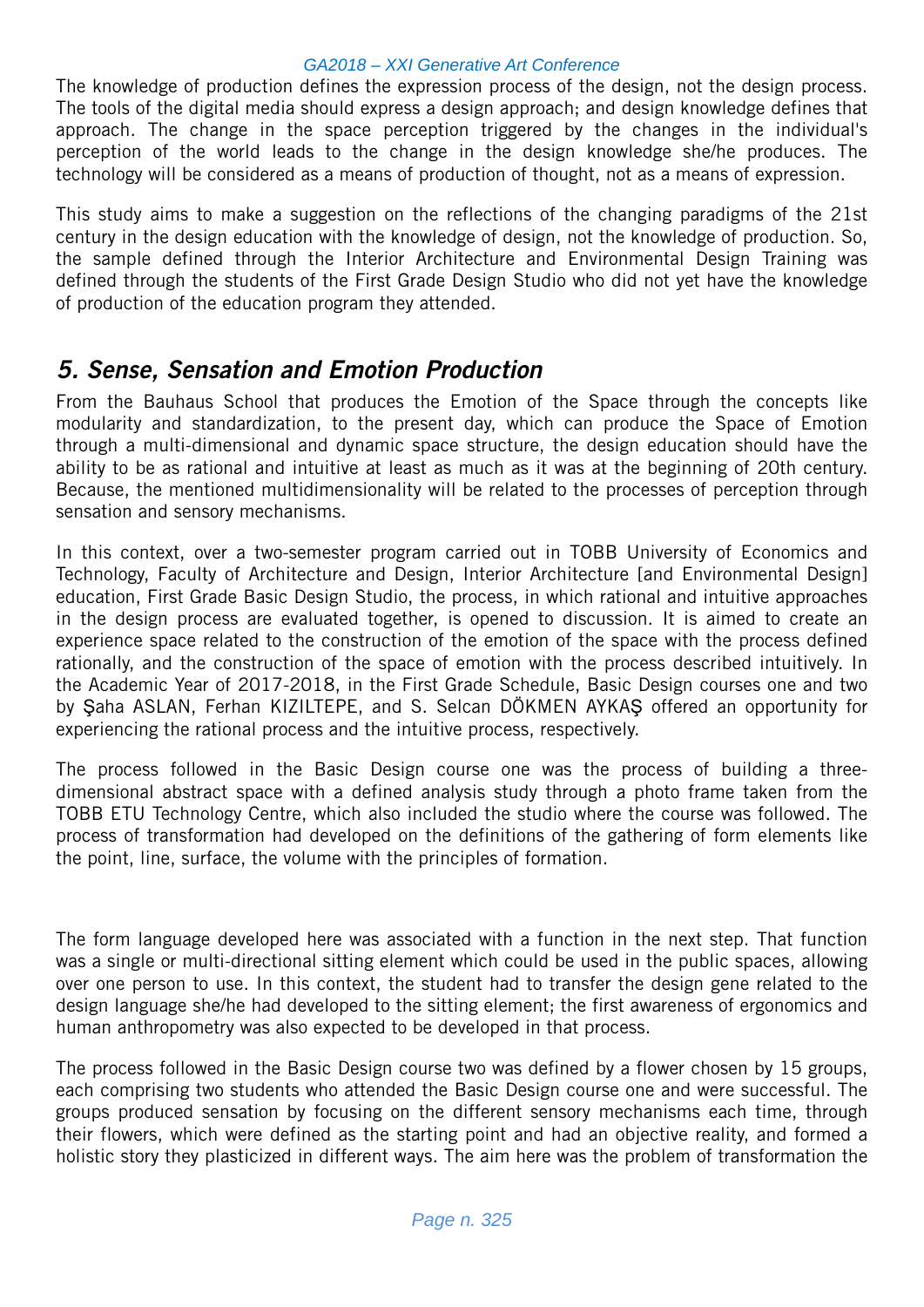The knowledge of production defines the expression process of the design, not the design process. The tools of the digital media should express a design approach; and design knowledge defines that approach. The change in the space perception triggered by the changes in the individual's perception of the world leads to the change in the design knowledge she/he produces. The technology will be considered as a means of production of thought, not as a means of expression.

This study aims to make a suggestion on the reflections of the changing paradigms of the 21st century in the design education with the knowledge of design, not the knowledge of production. So, the sample defined through the Interior Architecture and Environmental Design Training was defined through the students of the First Grade Design Studio who did not yet have the knowledge of production of the education program they attended.

## *5. Sense, Sensation and Emotion Production*

From the Bauhaus School that produces the Emotion of the Space through the concepts like modularity and standardization, to the present day, which can produce the Space of Emotion through a multi-dimensional and dynamic space structure, the design education should have the ability to be as rational and intuitive at least as much as it was at the beginning of 20th century. Because, the mentioned multidimensionality will be related to the processes of perception through sensation and sensory mechanisms.

In this context, over a two-semester program carried out in TOBB University of Economics and Technology, Faculty of Architecture and Design, Interior Architecture [and Environmental Design] education, First Grade Basic Design Studio, the process, in which rational and intuitive approaches in the design process are evaluated together, is opened to discussion. It is aimed to create an experience space related to the construction of the emotion of the space with the process defined rationally, and the construction of the space of emotion with the process described intuitively. In the Academic Year of 2017-2018, in the First Grade Schedule, Basic Design courses one and two by Şaha ASLAN, Ferhan KIZILTEPE, and S. Selcan DÖKMEN AYKAŞ offered an opportunity for experiencing the rational process and the intuitive process, respectively.

The process followed in the Basic Design course one was the process of building a three-dimensional abstract space with a defined analysis study through a photo frame taken from the TOBB ETU Technology Centre, which also included the studio where the course was followed. The process of transformation had developed on the definitions of the gathering of form elements like the point, line, surface, the volume with the principles of formation.

The form language developed here was associated with a function in the next step. That function was a single or multi-directional sitting element which could be used in the public spaces, allowing over one person to use. In this context, the student had to transfer the design gene related to the design language she/he had developed to the sitting element; the first awareness of ergonomics and human anthropometry was also expected to be developed in that process.

The process followed in the Basic Design course two was defined by a flower chosen by 15 groups, each comprising two students who attended the Basic Design course one and were successful. The groups produced sensation by focusing on the different sensory mechanisms each time, through their flowers, which were defined as the starting point and had an objective reality, and formed a holistic story they plasticized in different ways. The aim here was the problem of transformation the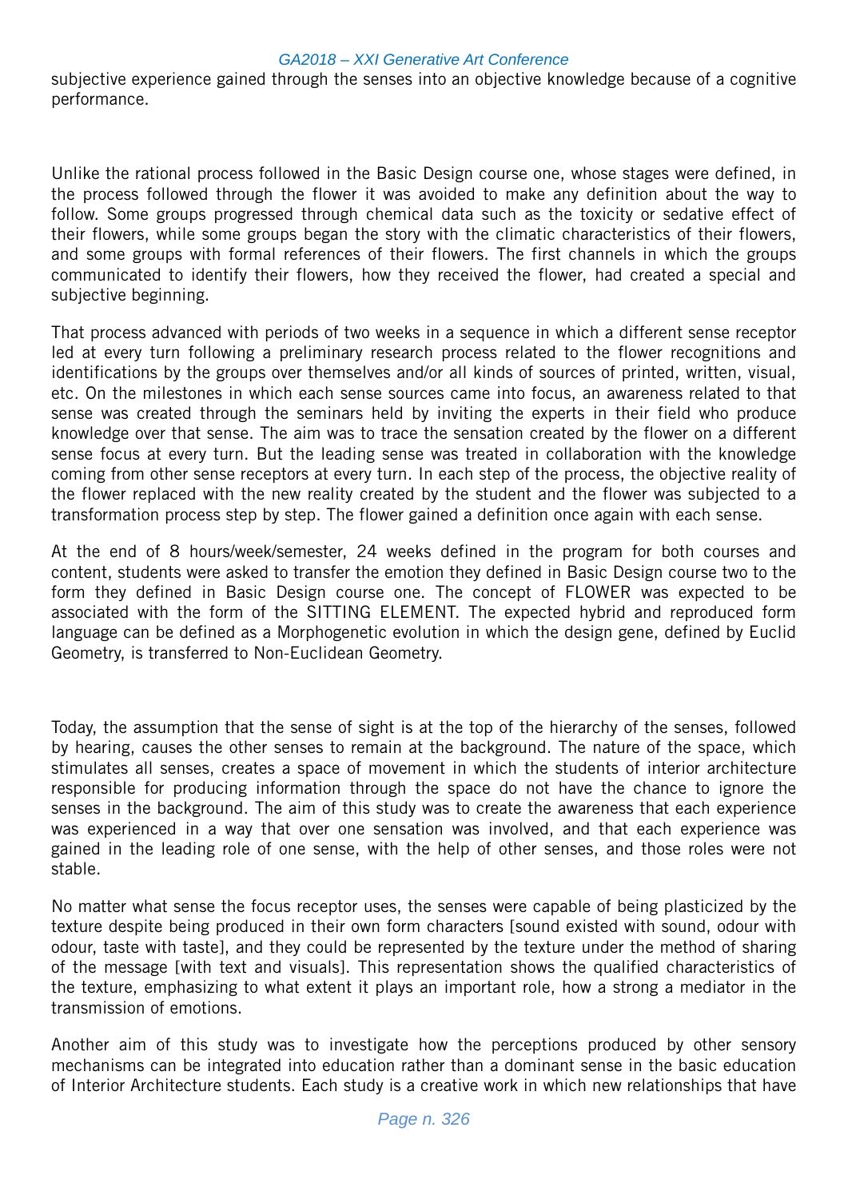subjective experience gained through the senses into an objective knowledge because of a cognitive performance.

Unlike the rational process followed in the Basic Design course one, whose stages were defined, in the process followed through the flower it was avoided to make any definition about the way to follow. Some groups progressed through chemical data such as the toxicity or sedative effect of their flowers, while some groups began the story with the climatic characteristics of their flowers, and some groups with formal references of their flowers. The first channels in which the groups communicated to identify their flowers, how they received the flower, had created a special and subjective beginning.

That process advanced with periods of two weeks in a sequence in which a different sense receptor led at every turn following a preliminary research process related to the flower recognitions and identifications by the groups over themselves and/or all kinds of sources of printed, written, visual, etc. On the milestones in which each sense sources came into focus, an awareness related to that sense was created through the seminars held by inviting the experts in their field who produce knowledge over that sense. The aim was to trace the sensation created by the flower on a different sense focus at every turn. But the leading sense was treated in collaboration with the knowledge coming from other sense receptors at every turn. In each step of the process, the objective reality of the flower replaced with the new reality created by the student and the flower was subjected to a transformation process step by step. The flower gained a definition once again with each sense.

At the end of 8 hours/week/semester, 24 weeks defined in the program for both courses and content, students were asked to transfer the emotion they defined in Basic Design course two to the form they defined in Basic Design course one. The concept of FLOWER was expected to be associated with the form of the SITTING ELEMENT. The expected hybrid and reproduced form language can be defined as a Morphogenetic evolution in which the design gene, defined by Euclid Geometry, is transferred to Non-Euclidean Geometry.

Today, the assumption that the sense of sight is at the top of the hierarchy of the senses, followed by hearing, causes the other senses to remain at the background. The nature of the space, which stimulates all senses, creates a space of movement in which the students of interior architecture responsible for producing information through the space do not have the chance to ignore the senses in the background. The aim of this study was to create the awareness that each experience was experienced in a way that over one sensation was involved, and that each experience was gained in the leading role of one sense, with the help of other senses, and those roles were not stable.

No matter what sense the focus receptor uses, the senses were capable of being plasticized by the texture despite being produced in their own form characters [sound existed with sound, odour with odour, taste with taste], and they could be represented by the texture under the method of sharing of the message [with text and visuals]. This representation shows the qualified characteristics of the texture, emphasizing to what extent it plays an important role, how a strong a mediator in the transmission of emotions.

Another aim of this study was to investigate how the perceptions produced by other sensory mechanisms can be integrated into education rather than a dominant sense in the basic education of Interior Architecture students. Each study is a creative work in which new relationships that have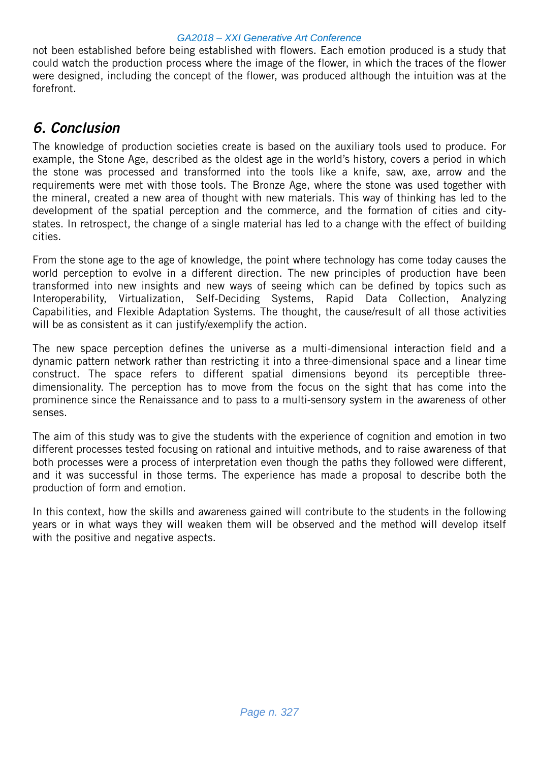not been established before being established with flowers. Each emotion produced is a study that could watch the production process where the image of the flower, in which the traces of the flower were designed, including the concept of the flower, was produced although the intuition was at the forefront.

## *6. Conclusion*

The knowledge of production societies create is based on the auxiliary tools used to produce. For example, the Stone Age, described as the oldest age in the world's history, covers a period in which the stone was processed and transformed into the tools like a knife, saw, axe, arrow and the requirements were met with those tools. The Bronze Age, where the stone was used together with the mineral, created a new area of thought with new materials. This way of thinking has led to the development of the spatial perception and the commerce, and the formation of cities and city-states. In retrospect, the change of a single material has led to a change with the effect of building cities.

From the stone age to the age of knowledge, the point where technology has come today causes the world perception to evolve in a different direction. The new principles of production have been transformed into new insights and new ways of seeing which can be defined by topics such as Interoperability, Virtualization, Self-Deciding Systems, Rapid Data Collection, Analyzing Capabilities, and Flexible Adaptation Systems. The thought, the cause/result of all those activities will be as consistent as it can justify/exemplify the action.

The new space perception defines the universe as a multi-dimensional interaction field and a dynamic pattern network rather than restricting it into a three-dimensional space and a linear time construct. The space refers to different spatial dimensions beyond its perceptible three-dimensionality. The perception has to move from the focus on the sight that has come into the prominence since the Renaissance and to pass to a multi-sensory system in the awareness of other senses.

The aim of this study was to give the students with the experience of cognition and emotion in two different processes tested focusing on rational and intuitive methods, and to raise awareness of that both processes were a process of interpretation even though the paths they followed were different, and it was successful in those terms. The experience has made a proposal to describe both the production of form and emotion.

In this context, how the skills and awareness gained will contribute to the students in the following years or in what ways they will weaken them will be observed and the method will develop itself with the positive and negative aspects.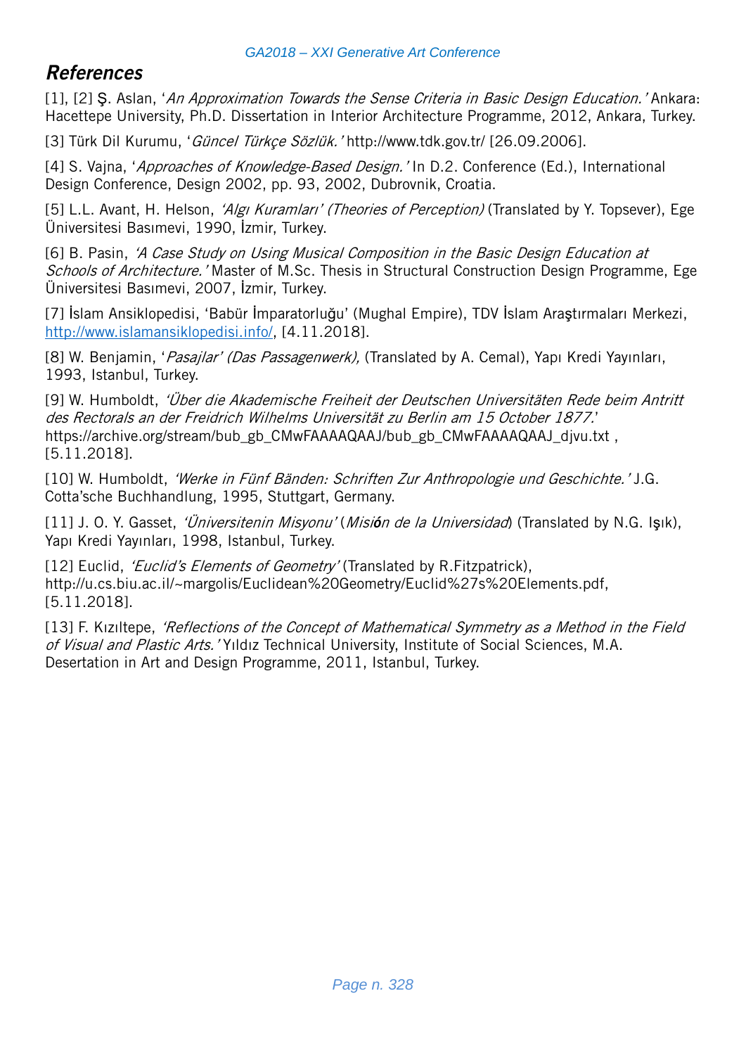## References

[1], [2] Ş. Aslan, '*An Approximation Towards the Sense Criteria in Basic Design Education.'* Ankara: Hacettepe University, Ph.D. Dissertation in Interior Architecture Programme, 2012, Ankara, Turkey.

[3] Türk Dil Kurumu, '*Güncel Türkçe Sözlük.'* http://www.tdk.gov.tr/ [26.09.2006].

[4] S. Vajna, '*Approaches of Knowledge-Based Design.'* In D.2. Conference (Ed.), International Design Conference, Design 2002, pp. 93, 2002, Dubrovnik, Croatia.

[5] L.L. Avant, H. Helson, *'Algı Kuramları' (Theories of Perception)* (Translated by Y. Topsever), Ege Üniversitesi Basımevi, 1990, İzmir, Turkey.

[6] B. Pasin, *'A Case Study on Using Musical Composition in the Basic Design Education at Schools of Architecture.'* Master of M.Sc. Thesis in Structural Construction Design Programme, Ege Üniversitesi Basımevi, 2007, İzmir, Turkey.

[7] İslam Ansiklopedisi, 'Babür İmparatorluğu' (Mughal Empire), TDV İslam Araştırmaları Merkezi, http://www.islamansiklopedisi.info/, [4.11.2018].

[8] W. Benjamin, '*Pasajlar' (Das Passagenwerk),* (Translated by A. Cemal), Yapı Kredi Yayınları, 1993, Istanbul, Turkey.

[9] W. Humboldt, *'Über die Akademische Freiheit der Deutschen Universitäten Rede beim Antritt des Rectorals an der Freidrich Wilhelms Universität zu Berlin am 15 October 1877.'* https://archive.org/stream/bub_gb_CMwFAAAAQAAJ/bub_gb_CMwFAAAAQAAJ_djvu.txt , [5.11.2018].

[10] W. Humboldt, *'Werke in Fünf Bänden: Schriften Zur Anthropologie und Geschichte.'* J.G. Cotta'sche Buchhandlung, 1995, Stuttgart, Germany.

[11] J. O. Y. Gasset, *'Üniversitenin Misyonu'* (*Misión de la Universidad*) (Translated by N.G. Işık), Yapı Kredi Yayınları, 1998, Istanbul, Turkey.

[12] Euclid, *'Euclid's Elements of Geometry'* (Translated by R.Fitzpatrick), http://u.cs.biu.ac.il/~margolis/Euclidean%20Geometry/Euclid%27s%20Elements.pdf, [5.11.2018].

[13] F. Kızıltepe, *'Reflections of the Concept of Mathematical Symmetry as a Method in the Field of Visual and Plastic Arts.'* Yıldız Technical University, Institute of Social Sciences, M.A. Desertation in Art and Design Programme, 2011, Istanbul, Turkey.